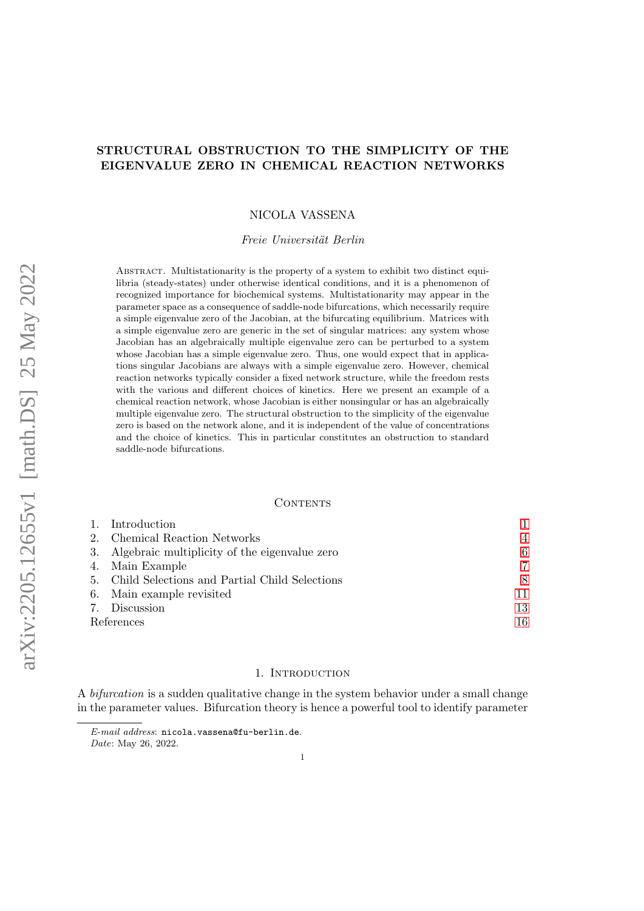# STRUCTURAL OBSTRUCTION TO THE SIMPLICITY OF THE EIGENVALUE ZERO IN CHEMICAL REACTION NETWORKS

NICOLA VASSENA

*Freie Universität Berlin*

Abstract. Multistationarity is the property of a system to exhibit two distinct equilibria (steady-states) under otherwise identical conditions, and it is a phenomenon of recognized importance for biochemical systems. Multistationarity may appear in the parameter space as a consequence of saddle-node bifurcations, which necessarily require a simple eigenvalue zero of the Jacobian, at the bifurcating equilibrium. Matrices with a simple eigenvalue zero are generic in the set of singular matrices: any system whose Jacobian has an algebraically multiple eigenvalue zero can be perturbed to a system whose Jacobian has a simple eigenvalue zero. Thus, one would expect that in applications singular Jacobians are always with a simple eigenvalue zero. However, chemical reaction networks typically consider a fixed network structure, while the freedom rests with the various and different choices of kinetics. Here we present an example of a chemical reaction network, whose Jacobian is either nonsingular or has an algebraically multiple eigenvalue zero. The structural obstruction to the simplicity of the eigenvalue zero is based on the network alone, and it is independent of the value of concentrations and the choice of kinetics. This in particular constitutes an obstruction to standard saddle-node bifurcations.

Contents

1. Introduction 1
2. Chemical Reaction Networks 4
3. Algebraic multiplicity of the eigenvalue zero 6
4. Main Example 7
5. Child Selections and Partial Child Selections 8
6. Main example revisited 11
7. Discussion 13

References 16

## 1. Introduction

A *bifurcation* is a sudden qualitative change in the system behavior under a small change in the parameter values. Bifurcation theory is hence a powerful tool to identify parameter

*E-mail address*: nicola.vassena@fu-berlin.de.
*Date*: May 26, 2022.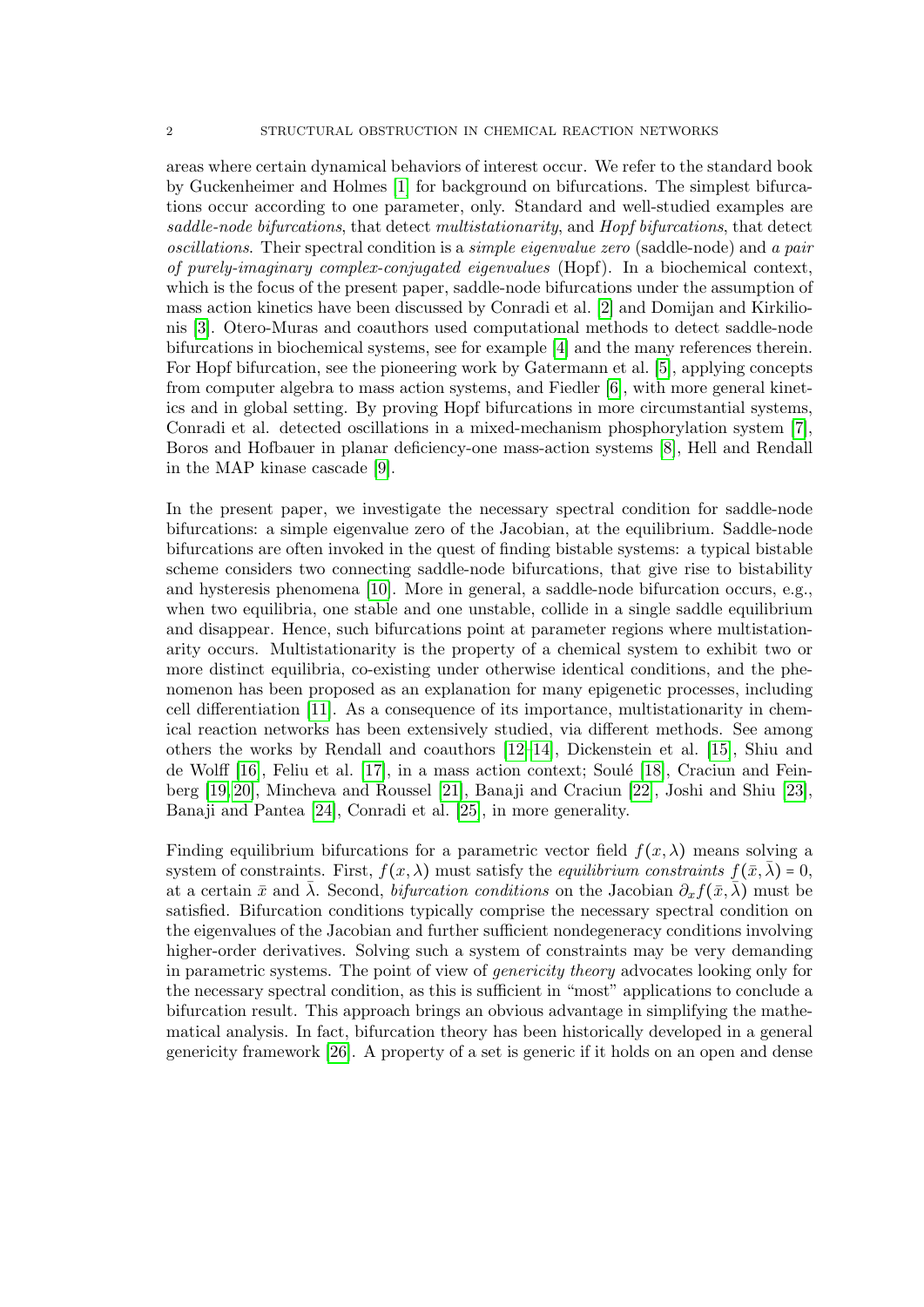areas where certain dynamical behaviors of interest occur. We refer to the standard book by Guckenheimer and Holmes [1] for background on bifurcations. The simplest bifurcations occur according to one parameter, only. Standard and well-studied examples are *saddle-node bifurcations*, that detect *multistationarity*, and *Hopf bifurcations*, that detect *oscillations*. Their spectral condition is a *simple eigenvalue zero* (saddle-node) and *a pair of purely-imaginary complex-conjugated eigenvalues* (Hopf). In a biochemical context, which is the focus of the present paper, saddle-node bifurcations under the assumption of mass action kinetics have been discussed by Conradi et al. [2] and Domijan and Kirkilionis [3]. Otero-Muras and coauthors used computational methods to detect saddle-node bifurcations in biochemical systems, see for example [4] and the many references therein. For Hopf bifurcation, see the pioneering work by Gatermann et al. [5], applying concepts from computer algebra to mass action systems, and Fiedler [6], with more general kinetics and in global setting. By proving Hopf bifurcations in more circumstantial systems, Conradi et al. detected oscillations in a mixed-mechanism phosphorylation system [7], Boros and Hofbauer in planar deficiency-one mass-action systems [8], Hell and Rendall in the MAP kinase cascade [9].

In the present paper, we investigate the necessary spectral condition for saddle-node bifurcations: a simple eigenvalue zero of the Jacobian, at the equilibrium. Saddle-node bifurcations are often invoked in the quest of finding bistable systems: a typical bistable scheme considers two connecting saddle-node bifurcations, that give rise to bistability and hysteresis phenomena [10]. More in general, a saddle-node bifurcation occurs, e.g., when two equilibria, one stable and one unstable, collide in a single saddle equilibrium and disappear. Hence, such bifurcations point at parameter regions where multistationarity occurs. Multistationarity is the property of a chemical system to exhibit two or more distinct equilibria, co-existing under otherwise identical conditions, and the phenomenon has been proposed as an explanation for many epigenetic processes, including cell differentiation [11]. As a consequence of its importance, multistationarity in chemical reaction networks has been extensively studied, via different methods. See among others the works by Rendall and coauthors [12–14], Dickenstein et al. [15], Shiu and de Wolff [16], Feliu et al. [17], in a mass action context; Soulé [18], Craciun and Feinberg [19, 20], Mincheva and Roussel [21], Banaji and Craciun [22], Joshi and Shiu [23], Banaji and Pantea [24], Conradi et al. [25], in more generality.

Finding equilibrium bifurcations for a parametric vector field $f(x, \lambda)$ means solving a system of constraints. First, $f(x, \lambda)$ must satisfy the *equilibrium constraints* $f(\bar{x}, \bar{\lambda}) = 0$, at a certain $\bar{x}$ and $\bar{\lambda}$. Second, *bifurcation conditions* on the Jacobian $\partial_x f(\bar{x}, \bar{\lambda})$ must be satisfied. Bifurcation conditions typically comprise the necessary spectral condition on the eigenvalues of the Jacobian and further sufficient nondegeneracy conditions involving higher-order derivatives. Solving such a system of constraints may be very demanding in parametric systems. The point of view of *genericity theory* advocates looking only for the necessary spectral condition, as this is sufficient in "most" applications to conclude a bifurcation result. This approach brings an obvious advantage in simplifying the mathematical analysis. In fact, bifurcation theory has been historically developed in a general genericity framework [26]. A property of a set is generic if it holds on an open and dense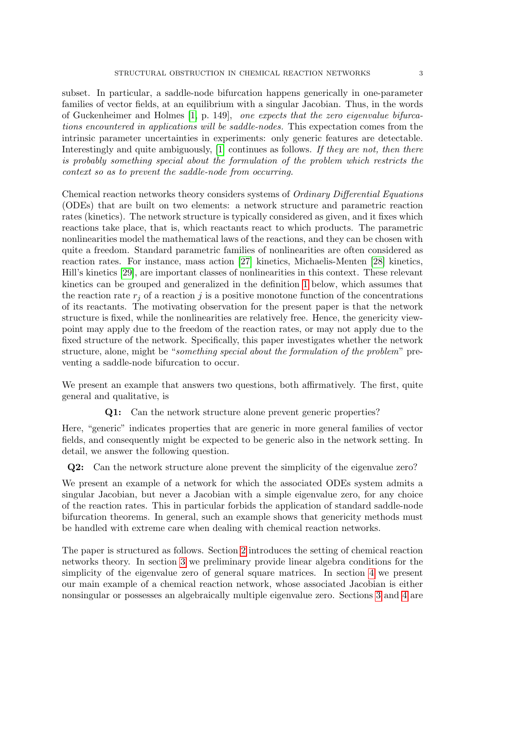subset. In particular, a saddle-node bifurcation happens generically in one-parameter families of vector fields, at an equilibrium with a singular Jacobian. Thus, in the words of Guckenheimer and Holmes [1, p. 149], *one expects that the zero eigenvalue bifurcations encountered in applications will be saddle-nodes.* This expectation comes from the intrinsic parameter uncertainties in experiments: only generic features are detectable. Interestingly and quite ambiguously, [1] continues as follows. *If they are not, then there is probably something special about the formulation of the problem which restricts the context so as to prevent the saddle-node from occurring.*

Chemical reaction networks theory considers systems of *Ordinary Differential Equations* (ODEs) that are built on two elements: a network structure and parametric reaction rates (kinetics). The network structure is typically considered as given, and it fixes which reactions take place, that is, which reactants react to which products. The parametric nonlinearities model the mathematical laws of the reactions, and they can be chosen with quite a freedom. Standard parametric families of nonlinearities are often considered as reaction rates. For instance, mass action [27] kinetics, Michaelis-Menten [28] kinetics, Hill's kinetics [29], are important classes of nonlinearities in this context. These relevant kinetics can be grouped and generalized in the definition 1 below, which assumes that the reaction rate $r_j$ of a reaction $j$ is a positive monotone function of the concentrations of its reactants. The motivating observation for the present paper is that the network structure is fixed, while the nonlinearities are relatively free. Hence, the genericity viewpoint may apply due to the freedom of the reaction rates, or may not apply due to the fixed structure of the network. Specifically, this paper investigates whether the network structure, alone, might be "*something special about the formulation of the problem*" preventing a saddle-node bifurcation to occur.

We present an example that answers two questions, both affirmatively. The first, quite general and qualitative, is

**Q1:** Can the network structure alone prevent generic properties?

Here, "generic" indicates properties that are generic in more general families of vector fields, and consequently might be expected to be generic also in the network setting. In detail, we answer the following question.

**Q2:** Can the network structure alone prevent the simplicity of the eigenvalue zero?

We present an example of a network for which the associated ODEs system admits a singular Jacobian, but never a Jacobian with a simple eigenvalue zero, for any choice of the reaction rates. This in particular forbids the application of standard saddle-node bifurcation theorems. In general, such an example shows that genericity methods must be handled with extreme care when dealing with chemical reaction networks.

The paper is structured as follows. Section 2 introduces the setting of chemical reaction networks theory. In section 3 we preliminary provide linear algebra conditions for the simplicity of the eigenvalue zero of general square matrices. In section 4 we present our main example of a chemical reaction network, whose associated Jacobian is either nonsingular or possesses an algebraically multiple eigenvalue zero. Sections 3 and 4 are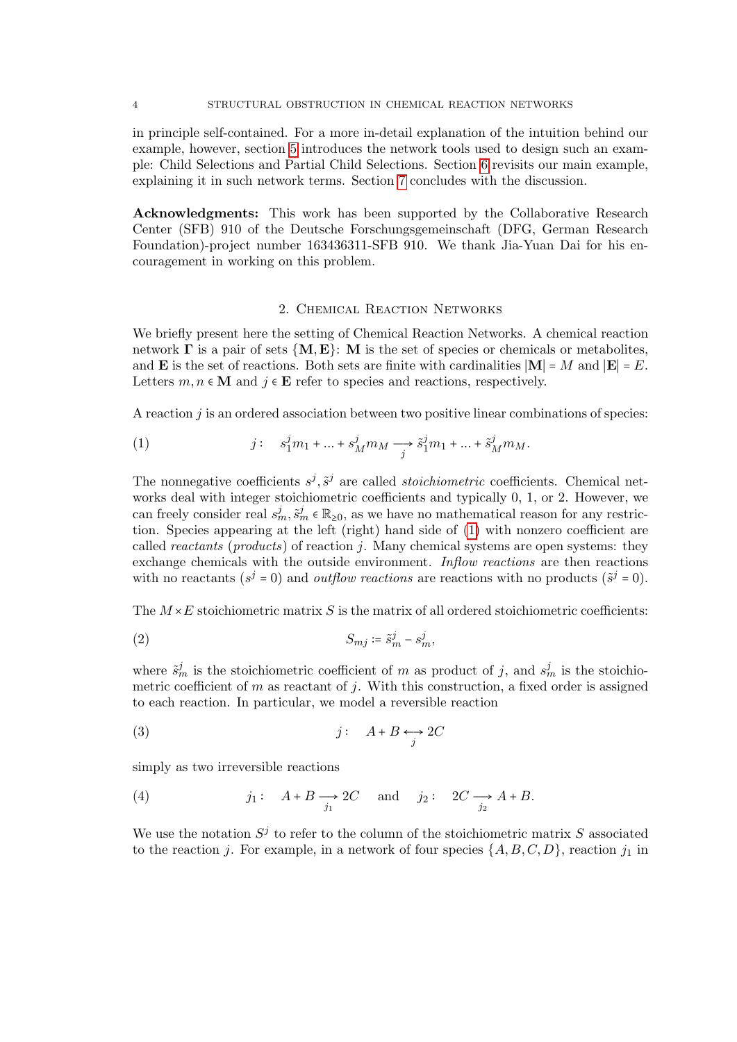in principle self-contained. For a more in-detail explanation of the intuition behind our example, however, section 5 introduces the network tools used to design such an example: Child Selections and Partial Child Selections. Section 6 revisits our main example, explaining it in such network terms. Section 7 concludes with the discussion.

**Acknowledgments:** This work has been supported by the Collaborative Research Center (SFB) 910 of the Deutsche Forschungsgemeinschaft (DFG, German Research Foundation)-project number 163436311-SFB 910. We thank Jia-Yuan Dai for his encouragement in working on this problem.

## 2. Chemical Reaction Networks

We briefly present here the setting of Chemical Reaction Networks. A chemical reaction network $\mathbf{\Gamma}$ is a pair of sets $\{\mathbf{M}, \mathbf{E}\}$: $\mathbf{M}$ is the set of species or chemicals or metabolites, and $\mathbf{E}$ is the set of reactions. Both sets are finite with cardinalities $|\mathbf{M}| = M$ and $|\mathbf{E}| = E$. Letters $m, n \in \mathbf{M}$ and $j \in \mathbf{E}$ refer to species and reactions, respectively.

A reaction $j$ is an ordered association between two positive linear combinations of species:

$$j: \quad s^j_1 m_1 + ... + s^j_M m_M \underset{j}{\longrightarrow} \tilde{s}^j_1 m_1 + ... + \tilde{s}^j_M m_M. \tag{1}$$

The nonnegative coefficients $s^j, \tilde{s}^j$ are called *stoichiometric* coefficients. Chemical networks deal with integer stoichiometric coefficients and typically 0, 1, or 2. However, we can freely consider real $s^j_m, \tilde{s}^j_m \in \mathbb{R}_{\geq 0}$, as we have no mathematical reason for any restriction. Species appearing at the left (right) hand side of (1) with nonzero coefficient are called *reactants* (*products*) of reaction $j$. Many chemical systems are open systems: they exchange chemicals with the outside environment. *Inflow reactions* are then reactions with no reactants ($s^j = 0$) and *outflow reactions* are reactions with no products ($\tilde{s}^j = 0$).

The $M \times E$ stoichiometric matrix $S$ is the matrix of all ordered stoichiometric coefficients:

$$S_{mj} := \tilde{s}^j_m - s^j_m, \tag{2}$$

where $\tilde{s}^j_m$ is the stoichiometric coefficient of $m$ as product of $j$, and $s^j_m$ is the stoichiometric coefficient of $m$ as reactant of $j$. With this construction, a fixed order is assigned to each reaction. In particular, we model a reversible reaction

$$j: \quad A + B \underset{j}{\longleftrightarrow} 2C \tag{3}$$

simply as two irreversible reactions

$$j_1: \quad A + B \underset{j_1}{\longrightarrow} 2C \quad \text{and} \quad j_2: \quad 2C \underset{j_2}{\longrightarrow} A + B. \tag{4}$$

We use the notation $S^j$ to refer to the column of the stoichiometric matrix $S$ associated to the reaction $j$. For example, in a network of four species $\{A, B, C, D\}$, reaction $j_1$ in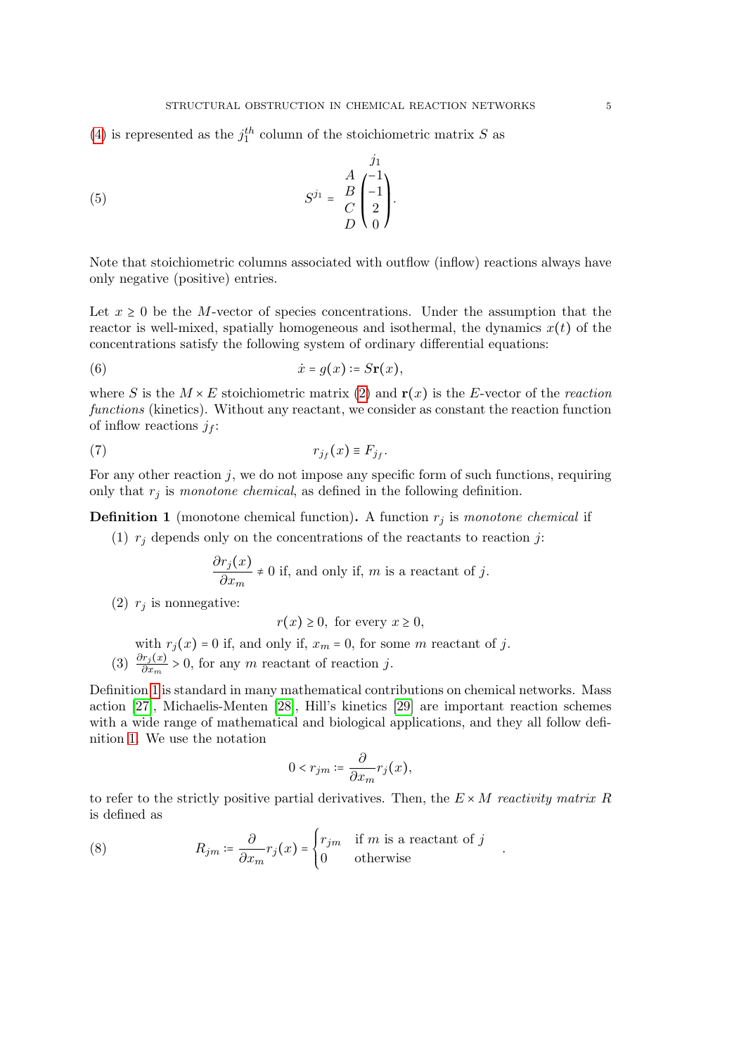(4) is represented as the $j_1^{th}$ column of the stoichiometric matrix $S$ as

$$S^{j_1} = \begin{matrix} \\ A \\ B \\ C \\ D \end{matrix} \begin{pmatrix} j_1 \\ -1 \\ -1 \\ 2 \\ 0 \end{pmatrix}. \tag{5}$$

Note that stoichiometric columns associated with outflow (inflow) reactions always have only negative (positive) entries.

Let $x \geq 0$ be the $M$-vector of species concentrations. Under the assumption that the reactor is well-mixed, spatially homogeneous and isothermal, the dynamics $x(t)$ of the concentrations satisfy the following system of ordinary differential equations:

$$\dot{x} = g(x) := S\mathbf{r}(x), \tag{6}$$

where $S$ is the $M \times E$ stoichiometric matrix (2) and $\mathbf{r}(x)$ is the $E$-vector of the *reaction functions* (kinetics). Without any reactant, we consider as constant the reaction function of inflow reactions $j_f$:

$$r_{j_f}(x) \equiv F_{j_f}. \tag{7}$$

For any other reaction $j$, we do not impose any specific form of such functions, requiring only that $r_j$ is *monotone chemical*, as defined in the following definition.

**Definition 1** (monotone chemical function)**.** A function $r_j$ is *monotone chemical* if

(1) $r_j$ depends only on the concentrations of the reactants to reaction $j$:

$$\frac{\partial r_j(x)}{\partial x_m} \neq 0 \text{ if, and only if, } m \text{ is a reactant of } j.$$

(2) $r_j$ is nonnegative:

$$r(x) \geq 0, \text{ for every } x \geq 0,$$

with $r_j(x) = 0$ if, and only if, $x_m = 0$, for some $m$ reactant of $j$.

(3) $\frac{\partial r_j(x)}{\partial x_m} > 0$, for any $m$ reactant of reaction $j$.

Definition 1 is standard in many mathematical contributions on chemical networks. Mass action [27], Michaelis-Menten [28], Hill's kinetics [29] are important reaction schemes with a wide range of mathematical and biological applications, and they all follow definition 1. We use the notation

$$0 < r_{jm} := \frac{\partial}{\partial x_m} r_j(x),$$

to refer to the strictly positive partial derivatives. Then, the $E \times M$ *reactivity matrix* $R$ is defined as

$$R_{jm} := \frac{\partial}{\partial x_m} r_j(x) = \begin{cases} r_{jm} & \text{if } m \text{ is a reactant of } j \\ 0 & \text{otherwise} \end{cases}. \tag{8}$$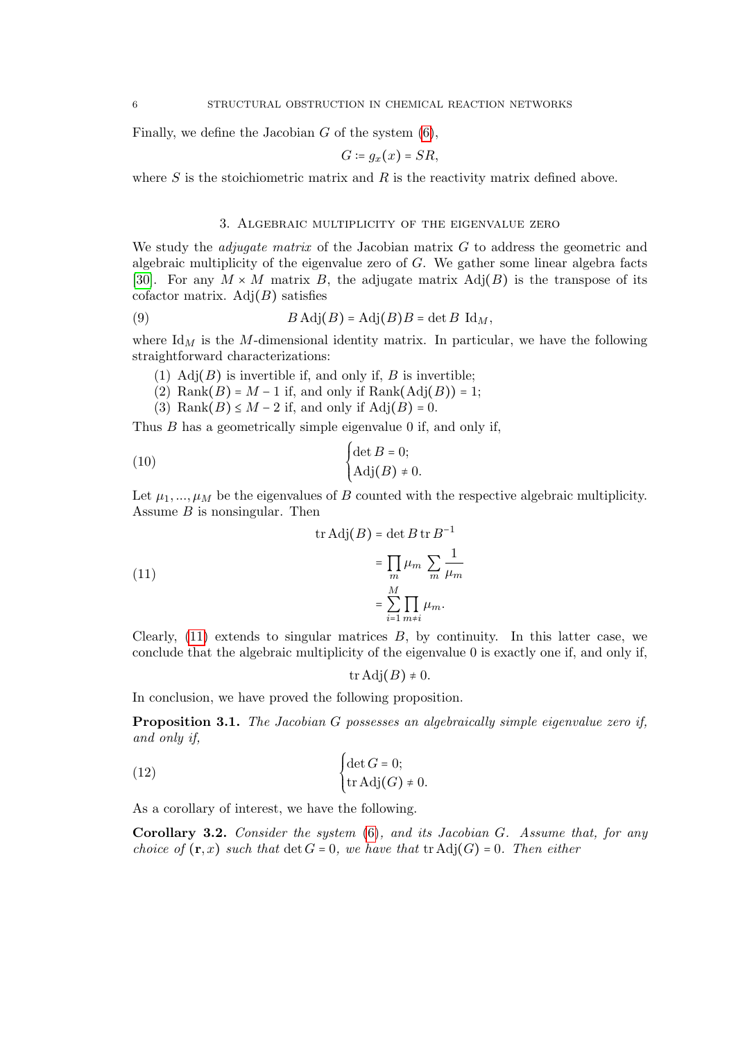Finally, we define the Jacobian $G$ of the system (6),

$$G := g_x(x) = SR,$$

where $S$ is the stoichiometric matrix and $R$ is the reactivity matrix defined above.

## 3. Algebraic multiplicity of the eigenvalue zero

We study the *adjugate matrix* of the Jacobian matrix $G$ to address the geometric and algebraic multiplicity of the eigenvalue zero of $G$. We gather some linear algebra facts [30]. For any $M \times M$ matrix $B$, the adjugate matrix $\mathrm{Adj}(B)$ is the transpose of its cofactor matrix. $\mathrm{Adj}(B)$ satisfies

$$B\,\mathrm{Adj}(B) = \mathrm{Adj}(B)B = \det B\ \mathrm{Id}_M, \tag{9}$$

where $\mathrm{Id}_M$ is the $M$-dimensional identity matrix. In particular, we have the following straightforward characterizations:

1. $\mathrm{Adj}(B)$ is invertible if, and only if, $B$ is invertible;
2. $\mathrm{Rank}(B) = M-1$ if, and only if $\mathrm{Rank}(\mathrm{Adj}(B)) = 1$;
3. $\mathrm{Rank}(B) \leq M-2$ if, and only if $\mathrm{Adj}(B) = 0$.

Thus $B$ has a geometrically simple eigenvalue 0 if, and only if,

$$\begin{cases} \det B = 0; \\ \mathrm{Adj}(B) \neq 0. \end{cases} \tag{10}$$

Let $\mu_1, ..., \mu_M$ be the eigenvalues of $B$ counted with the respective algebraic multiplicity. Assume $B$ is nonsingular. Then

$$\begin{aligned} \mathrm{tr}\,\mathrm{Adj}(B) &= \det B \,\mathrm{tr}\, B^{-1} \\ &= \prod_m \mu_m \sum_m \frac{1}{\mu_m} \\ &= \sum_{i=1}^{M} \prod_{m \neq i} \mu_m. \end{aligned} \tag{11}$$

Clearly, (11) extends to singular matrices $B$, by continuity. In this latter case, we conclude that the algebraic multiplicity of the eigenvalue 0 is exactly one if, and only if,

$$\mathrm{tr}\,\mathrm{Adj}(B) \neq 0.$$

In conclusion, we have proved the following proposition.

**Proposition 3.1.** *The Jacobian $G$ possesses an algebraically simple eigenvalue zero if, and only if,*

$$\begin{cases} \det G = 0; \\ \mathrm{tr}\,\mathrm{Adj}(G) \neq 0. \end{cases} \tag{12}$$

As a corollary of interest, we have the following.

**Corollary 3.2.** *Consider the system (6), and its Jacobian $G$. Assume that, for any choice of $(\mathbf{r}, x)$ such that $\det G = 0$, we have that $\mathrm{tr}\,\mathrm{Adj}(G) = 0$. Then either*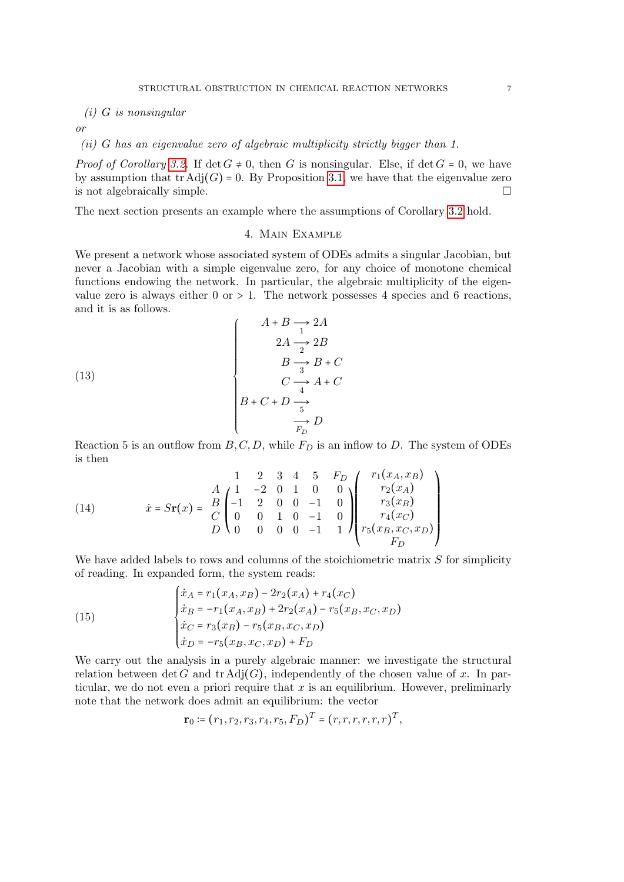*(i) $G$ is nonsingular*

*or*

*(ii) $G$ has an eigenvalue zero of algebraic multiplicity strictly bigger than 1.*

*Proof of Corollary 3.2.* If $\det G \neq 0$, then $G$ is nonsingular. Else, if $\det G = 0$, we have by assumption that $\operatorname{tr}\operatorname{Adj}(G) = 0$. By Proposition 3.1, we have that the eigenvalue zero is not algebraically simple. $\square$

The next section presents an example where the assumptions of Corollary 3.2 hold.

## 4. Main Example

We present a network whose associated system of ODEs admits a singular Jacobian, but never a Jacobian with a simple eigenvalue zero, for any choice of monotone chemical functions endowing the network. In particular, the algebraic multiplicity of the eigenvalue zero is always either 0 or $> 1$. The network possesses 4 species and 6 reactions, and it is as follows.

$$
\begin{cases}
A + B \underset{1}{\longrightarrow} 2A \\
2A \underset{2}{\longrightarrow} 2B \\
B \underset{3}{\longrightarrow} B + C \\
C \underset{4}{\longrightarrow} A + C \\
B + C + D \underset{5}{\longrightarrow} \\
\underset{F_D}{\longrightarrow} D
\end{cases}
\tag{13}
$$

Reaction 5 is an outflow from $B, C, D$, while $F_D$ is an inflow to $D$. The system of ODEs is then

$$
\dot{x} = S\mathbf{r}(x) =
\begin{array}{c}
 \\ A \\ B \\ C \\ D
\end{array}
\begin{array}{c}
\begin{array}{cccccc} 1 & 2 & 3 & 4 & 5 & F_D \end{array} \\
\begin{pmatrix}
1 & -2 & 0 & 1 & 0 & 0 \\
-1 & 2 & 0 & 0 & -1 & 0 \\
0 & 0 & 1 & 0 & -1 & 0 \\
0 & 0 & 0 & 0 & -1 & 1
\end{pmatrix}
\end{array}
\begin{pmatrix}
r_1(x_A, x_B) \\
r_2(x_A) \\
r_3(x_B) \\
r_4(x_C) \\
r_5(x_B, x_C, x_D) \\
F_D
\end{pmatrix}
\tag{14}
$$

We have added labels to rows and columns of the stoichiometric matrix $S$ for simplicity of reading. In expanded form, the system reads:

$$
\begin{cases}
\dot{x}_A = r_1(x_A, x_B) - 2r_2(x_A) + r_4(x_C) \\
\dot{x}_B = -r_1(x_A, x_B) + 2r_2(x_A) - r_5(x_B, x_C, x_D) \\
\dot{x}_C = r_3(x_B) - r_5(x_B, x_C, x_D) \\
\dot{x}_D = -r_5(x_B, x_C, x_D) + F_D
\end{cases}
\tag{15}
$$

We carry out the analysis in a purely algebraic manner: we investigate the structural relation between $\det G$ and $\operatorname{tr}\operatorname{Adj}(G)$, independently of the chosen value of $x$. In particular, we do not even a priori require that $x$ is an equilibrium. However, preliminarily note that the network does admit an equilibrium: the vector

$$
\mathbf{r}_0 := (r_1, r_2, r_3, r_4, r_5, F_D)^T = (r, r, r, r, r, r)^T,
$$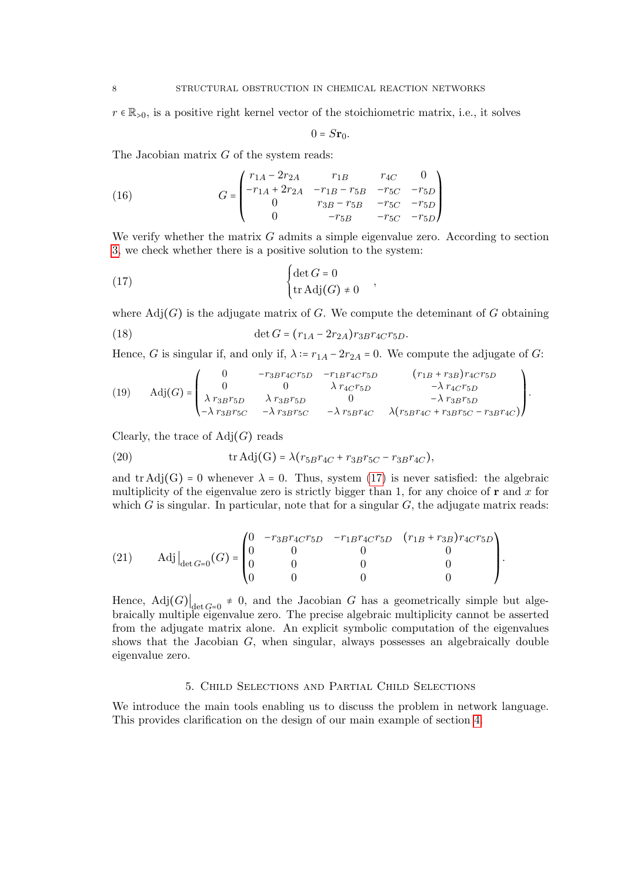$r \in \mathbb{R}_{>0}$, is a positive right kernel vector of the stoichiometric matrix, i.e., it solves

$$0 = S\mathbf{r}_0.$$

The Jacobian matrix $G$ of the system reads:

$$G = \begin{pmatrix} r_{1A} - 2r_{2A} & r_{1B} & r_{4C} & 0 \\ -r_{1A} + 2r_{2A} & -r_{1B} - r_{5B} & -r_{5C} & -r_{5D} \\ 0 & r_{3B} - r_{5B} & -r_{5C} & -r_{5D} \\ 0 & -r_{5B} & -r_{5C} & -r_{5D} \end{pmatrix} \tag{16}$$

We verify whether the matrix $G$ admits a simple eigenvalue zero. According to section 3, we check whether there is a positive solution to the system:

$$\begin{cases} \det G = 0 \\ \operatorname{tr} \operatorname{Adj}(G) \neq 0 \end{cases}, \tag{17}$$

where $\operatorname{Adj}(G)$ is the adjugate matrix of $G$. We compute the deteminant of $G$ obtaining

$$\det G = (r_{1A} - 2r_{2A}) r_{3B} r_{4C} r_{5D}. \tag{18}$$

Hence, $G$ is singular if, and only if, $\lambda := r_{1A} - 2r_{2A} = 0$. We compute the adjugate of $G$:

$$\operatorname{Adj}(G) = \begin{pmatrix} 0 & -r_{3B}r_{4C}r_{5D} & -r_{1B}r_{4C}r_{5D} & (r_{1B} + r_{3B})r_{4C}r_{5D} \\ 0 & 0 & \lambda\, r_{4C}r_{5D} & -\lambda\, r_{4C}r_{5D} \\ \lambda\, r_{3B}r_{5D} & \lambda\, r_{3B}r_{5D} & 0 & -\lambda\, r_{3B}r_{5D} \\ -\lambda\, r_{3B}r_{5C} & -\lambda\, r_{3B}r_{5C} & -\lambda\, r_{5B}r_{4C} & \lambda(r_{5B}r_{4C} + r_{3B}r_{5C} - r_{3B}r_{4C}) \end{pmatrix}. \tag{19}$$

Clearly, the trace of $\operatorname{Adj}(G)$ reads

$$\operatorname{tr} \operatorname{Adj}(\mathrm{G}) = \lambda(r_{5B}r_{4C} + r_{3B}r_{5C} - r_{3B}r_{4C}), \tag{20}$$

and $\operatorname{tr} \operatorname{Adj}(\mathrm{G}) = 0$ whenever $\lambda = 0$. Thus, system (17) is never satisfied: the algebraic multiplicity of the eigenvalue zero is strictly bigger than 1, for any choice of $\mathbf{r}$ and $x$ for which $G$ is singular. In particular, note that for a singular $G$, the adjugate matrix reads:

$$\operatorname{Adj}\big|_{\det G = 0}(G) = \begin{pmatrix} 0 & -r_{3B}r_{4C}r_{5D} & -r_{1B}r_{4C}r_{5D} & (r_{1B} + r_{3B})r_{4C}r_{5D} \\ 0 & 0 & 0 & 0 \\ 0 & 0 & 0 & 0 \\ 0 & 0 & 0 & 0 \end{pmatrix}. \tag{21}$$

Hence, $\operatorname{Adj}(G)\big|_{\det G = 0} \neq 0$, and the Jacobian $G$ has a geometrically simple but algebraically multiple eigenvalue zero. The precise algebraic multiplicity cannot be asserted from the adjugate matrix alone. An explicit symbolic computation of the eigenvalues shows that the Jacobian $G$, when singular, always possesses an algebraically double eigenvalue zero.

## 5. Child Selections and Partial Child Selections

We introduce the main tools enabling us to discuss the problem in network language. This provides clarification on the design of our main example of section 4.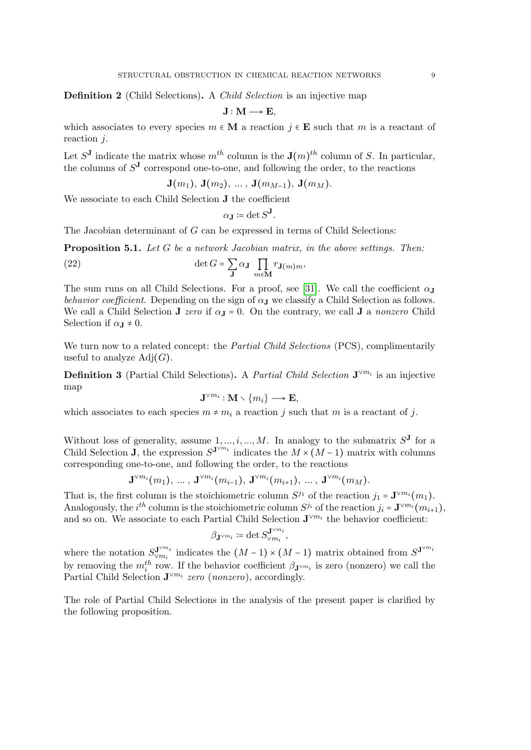**Definition 2** (Child Selections)**.** A *Child Selection* is an injective map

$$\mathbf{J} : \mathbf{M} \longrightarrow \mathbf{E},$$

which associates to every species $m \in \mathbf{M}$ a reaction $j \in \mathbf{E}$ such that $m$ is a reactant of reaction $j$.

Let $S^{\mathbf{J}}$ indicate the matrix whose $m^{th}$ column is the $\mathbf{J}(m)^{th}$ column of $S$. In particular, the columns of $S^{\mathbf{J}}$ correspond one-to-one, and following the order, to the reactions

$$\mathbf{J}(m_1),\ \mathbf{J}(m_2),\ \ldots,\ \mathbf{J}(m_{M-1}),\ \mathbf{J}(m_M).$$

We associate to each Child Selection $\mathbf{J}$ the coefficient

$$\alpha_{\mathbf{J}} \coloneqq \det S^{\mathbf{J}}.$$

The Jacobian determinant of $G$ can be expressed in terms of Child Selections:

**Proposition 5.1.** *Let $G$ be a network Jacobian matrix, in the above settings. Then:*

$$\det G = \sum_{\mathbf{J}} \alpha_{\mathbf{J}} \prod_{m \in \mathbf{M}} r_{\mathbf{J}(m)m}, \tag{22}$$

The sum runs on all Child Selections. For a proof, see [31]. We call the coefficient $\alpha_{\mathbf{J}}$ *behavior coefficient*. Depending on the sign of $\alpha_{\mathbf{J}}$ we classify a Child Selection as follows. We call a Child Selection $\mathbf{J}$ *zero* if $\alpha_{\mathbf{J}} = 0$. On the contrary, we call $\mathbf{J}$ a *nonzero* Child Selection if $\alpha_{\mathbf{J}} \neq 0$.

We turn now to a related concept: the *Partial Child Selections* (PCS), complimentarily useful to analyze $\mathrm{Adj}(G)$.

**Definition 3** (Partial Child Selections)**.** A *Partial Child Selection* $\mathbf{J}^{\vee m_i}$ is an injective map

$$\mathbf{J}^{\vee m_i} : \mathbf{M} \smallsetminus \{m_i\} \longrightarrow \mathbf{E},$$

which associates to each species $m \neq m_i$ a reaction $j$ such that $m$ is a reactant of $j$.

Without loss of generality, assume $1, \ldots, i, \ldots, M$. In analogy to the submatrix $S^{\mathbf{J}}$ for a Child Selection $\mathbf{J}$, the expression $S^{\mathbf{J}^{\vee m_i}}$ indicates the $M \times (M-1)$ matrix with columns corresponding one-to-one, and following the order, to the reactions

$$\mathbf{J}^{\vee m_i}(m_1),\ \ldots,\ \mathbf{J}^{\vee m_i}(m_{i-1}),\ \mathbf{J}^{\vee m_i}(m_{i+1}),\ \ldots,\ \mathbf{J}^{\vee m_i}(m_M).$$

That is, the first column is the stoichiometric column $S^{j_1}$ of the reaction $j_1 = \mathbf{J}^{\vee m_i}(m_1)$. Analogously, the $i^{th}$ column is the stoichiometric column $S^{j_i}$ of the reaction $j_i = \mathbf{J}^{\vee m_i}(m_{i+1})$, and so on. We associate to each Partial Child Selection $\mathbf{J}^{\vee m_i}$ the behavior coefficient:

$$\beta_{\mathbf{J}^{\vee m_i}} \coloneqq \det S^{\mathbf{J}^{\vee m_i}}_{\vee m_i},$$

where the notation $S^{\mathbf{J}^{\vee m_i}}_{\vee m_i}$ indicates the $(M-1) \times (M-1)$ matrix obtained from $S^{\mathbf{J}^{\vee m_i}}$ by removing the $m_i^{th}$ row. If the behavior coefficient $\beta_{\mathbf{J}^{\vee m_i}}$ is zero (nonzero) we call the Partial Child Selection $\mathbf{J}^{\vee m_i}$ *zero* (*nonzero*), accordingly.

The role of Partial Child Selections in the analysis of the present paper is clarified by the following proposition.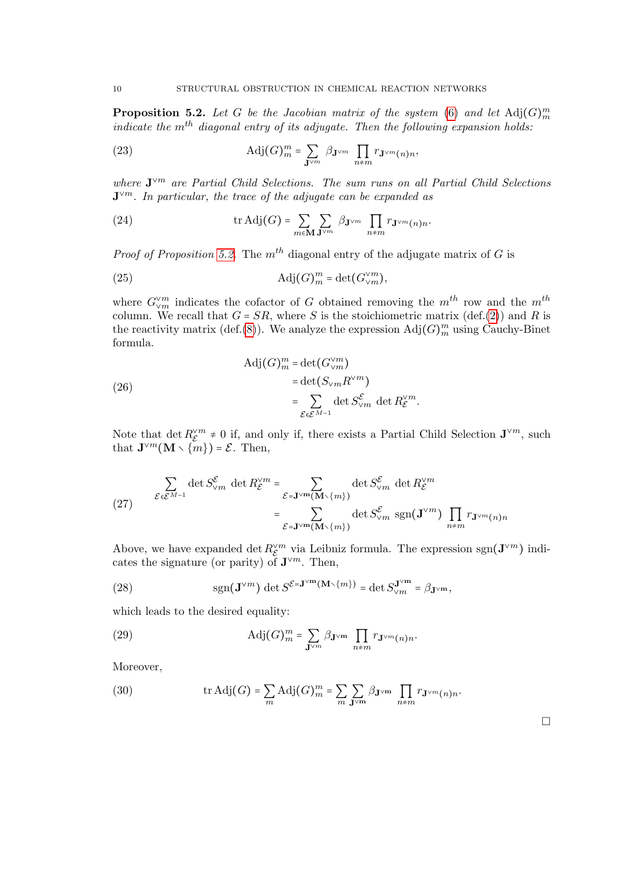**Proposition 5.2.** *Let $G$ be the Jacobian matrix of the system (6) and let $\text{Adj}(G)^m_m$ indicate the $m^{th}$ diagonal entry of its adjugate. Then the following expansion holds:*

$$\text{Adj}(G)^m_m = \sum_{\mathbf{J}^{\vee m}} \beta_{\mathbf{J}^{\vee m}} \prod_{n \neq m} r_{\mathbf{J}^{\vee m}(n)n}, \tag{23}$$

*where $\mathbf{J}^{\vee m}$ are Partial Child Selections. The sum runs on all Partial Child Selections $\mathbf{J}^{\vee m}$. In particular, the trace of the adjugate can be expanded as*

$$\text{tr}\,\text{Adj}(G) = \sum_{m \in \mathbf{M}} \sum_{\mathbf{J}^{\vee m}} \beta_{\mathbf{J}^{\vee m}} \prod_{n \neq m} r_{\mathbf{J}^{\vee m}(n)n}. \tag{24}$$

*Proof of Proposition 5.2.* The $m^{th}$ diagonal entry of the adjugate matrix of $G$ is

$$\text{Adj}(G)^m_m = \det(G^{\vee m}_{\vee m}), \tag{25}$$

where $G^{\vee m}_{\vee m}$ indicates the cofactor of $G$ obtained removing the $m^{th}$ row and the $m^{th}$ column. We recall that $G = SR$, where $S$ is the stoichiometric matrix (def.(2)) and $R$ is the reactivity matrix (def.(8)). We analyze the expression $\text{Adj}(G)^m_m$ using Cauchy-Binet formula.

$$\begin{aligned} \text{Adj}(G)^m_m &= \det(G^{\vee m}_{\vee m}) \\ &= \det(S_{\vee m} R^{\vee m}) \\ &= \sum_{\mathcal{E} \in \mathcal{E}^{M-1}} \det S^{\mathcal{E}}_{\vee m} \, \det R^{\vee m}_{\mathcal{E}}. \end{aligned} \tag{26}$$

Note that $\det R^{\vee m}_{\mathcal{E}} \neq 0$ if, and only if, there exists a Partial Child Selection $\mathbf{J}^{\vee m}$, such that $\mathbf{J}^{\vee m}(\mathbf{M} \smallsetminus \{m\}) = \mathcal{E}$. Then,

$$\begin{aligned} \sum_{\mathcal{E} \in \mathcal{E}^{M-1}} \det S^{\mathcal{E}}_{\vee m} \, \det R^{\vee m}_{\mathcal{E}} &= \sum_{\mathcal{E} = \mathbf{J}^{\vee m}(\mathbf{M} \smallsetminus \{m\})} \det S^{\mathcal{E}}_{\vee m} \, \det R^{\vee m}_{\mathcal{E}} \\ &= \sum_{\mathcal{E} = \mathbf{J}^{\vee m}(\mathbf{M} \smallsetminus \{m\})} \det S^{\mathcal{E}}_{\vee m} \, \text{sgn}(\mathbf{J}^{\vee m}) \prod_{n \neq m} r_{\mathbf{J}^{\vee m}(n)n} \end{aligned} \tag{27}$$

Above, we have expanded $\det R^{\vee m}_{\mathcal{E}}$ via Leibniz formula. The expression $\text{sgn}(\mathbf{J}^{\vee m})$ indicates the signature (or parity) of $\mathbf{J}^{\vee m}$. Then,

$$\text{sgn}(\mathbf{J}^{\vee m}) \det S^{\mathcal{E} = \mathbf{J}^{\vee m}(\mathbf{M} \smallsetminus \{m\})} = \det S^{\mathbf{J}^{\vee m}}_{\vee m} = \beta_{\mathbf{J}^{\vee m}}, \tag{28}$$

which leads to the desired equality:

$$\text{Adj}(G)^m_m = \sum_{\mathbf{J}^{\vee m}} \beta_{\mathbf{J}^{\vee m}} \prod_{n \neq m} r_{\mathbf{J}^{\vee m}(n)n}. \tag{29}$$

Moreover,

$$\text{tr}\,\text{Adj}(G) = \sum_{m} \text{Adj}(G)^m_m = \sum_{m} \sum_{\mathbf{J}^{\vee m}} \beta_{\mathbf{J}^{\vee m}} \prod_{n \neq m} r_{\mathbf{J}^{\vee m}(n)n}. \tag{30}$$

$\square$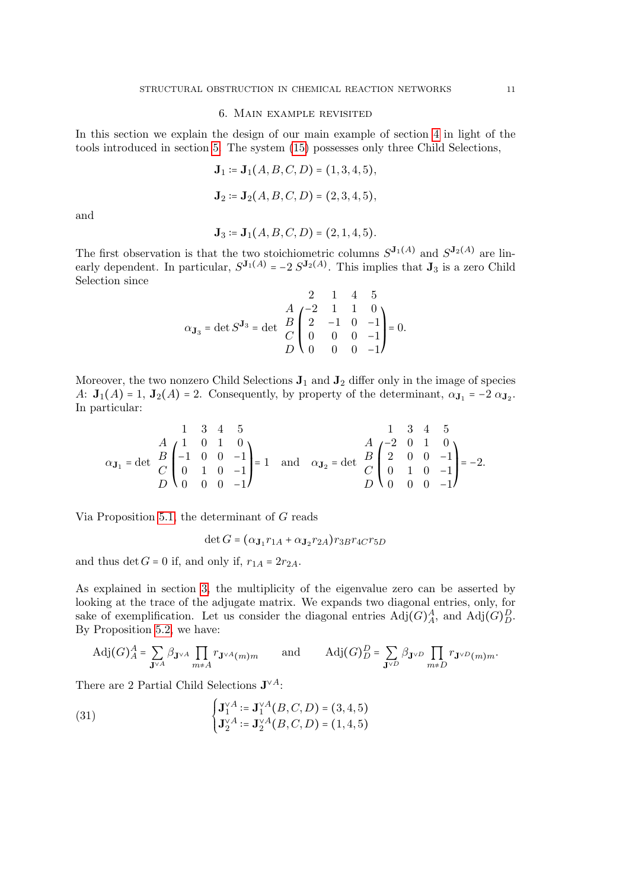## 6. Main example revisited

In this section we explain the design of our main example of section 4 in light of the tools introduced in section 5. The system (15) possesses only three Child Selections,

$$\mathbf{J}_1 := \mathbf{J}_1(A, B, C, D) = (1, 3, 4, 5),$$

$$\mathbf{J}_2 := \mathbf{J}_2(A, B, C, D) = (2, 3, 4, 5),$$

and

$$\mathbf{J}_3 := \mathbf{J}_1(A, B, C, D) = (2, 1, 4, 5).$$

The first observation is that the two stoichiometric columns $S^{\mathbf{J}_1(A)}$ and $S^{\mathbf{J}_2(A)}$ are linearly dependent. In particular, $S^{\mathbf{J}_1(A)} = -2\, S^{\mathbf{J}_2(A)}$. This implies that $\mathbf{J}_3$ is a zero Child Selection since

$$\alpha_{\mathbf{J}_3} = \det S^{\mathbf{J}_3} = \det \begin{array}{c} \\ A \\ B \\ C \\ D \end{array} \begin{array}{c} \begin{matrix} 2 & 1 & 4 & 5 \end{matrix} \\ \begin{pmatrix} -2 & 1 & 1 & 0 \\ 2 & -1 & 0 & -1 \\ 0 & 0 & 0 & -1 \\ 0 & 0 & 0 & -1 \end{pmatrix} \end{array} = 0.$$

Moreover, the two nonzero Child Selections $\mathbf{J}_1$ and $\mathbf{J}_2$ differ only in the image of species $A$: $\mathbf{J}_1(A) = 1$, $\mathbf{J}_2(A) = 2$. Consequently, by property of the determinant, $\alpha_{\mathbf{J}_1} = -2\, \alpha_{\mathbf{J}_2}$. In particular:

$$\alpha_{\mathbf{J}_1} = \det \begin{array}{c} \\ A \\ B \\ C \\ D \end{array} \begin{array}{c} \begin{matrix} 1 & 3 & 4 & 5 \end{matrix} \\ \begin{pmatrix} 1 & 0 & 1 & 0 \\ -1 & 0 & 0 & -1 \\ 0 & 1 & 0 & -1 \\ 0 & 0 & 0 & -1 \end{pmatrix} \end{array} = 1 \quad \text{and} \quad \alpha_{\mathbf{J}_2} = \det \begin{array}{c} \\ A \\ B \\ C \\ D \end{array} \begin{array}{c} \begin{matrix} 1 & 3 & 4 & 5 \end{matrix} \\ \begin{pmatrix} -2 & 0 & 1 & 0 \\ 2 & 0 & 0 & -1 \\ 0 & 1 & 0 & -1 \\ 0 & 0 & 0 & -1 \end{pmatrix} \end{array} = -2.$$

Via Proposition 5.1, the determinant of $G$ reads

$$\det G = (\alpha_{\mathbf{J}_1} r_{1A} + \alpha_{\mathbf{J}_2} r_{2A}) r_{3B} r_{4C} r_{5D}$$

and thus $\det G = 0$ if, and only if, $r_{1A} = 2 r_{2A}$.

As explained in section 3, the multiplicity of the eigenvalue zero can be asserted by looking at the trace of the adjugate matrix. We expands two diagonal entries, only, for sake of exemplification. Let us consider the diagonal entries $\mathrm{Adj}(G)^A_A$, and $\mathrm{Adj}(G)^D_D$. By Proposition 5.2, we have:

$$\mathrm{Adj}(G)^A_A = \sum_{\mathbf{J}^{\vee A}} \beta_{\mathbf{J}^{\vee A}} \prod_{m \neq A} r_{\mathbf{J}^{\vee A}(m) m} \qquad \text{and} \qquad \mathrm{Adj}(G)^D_D = \sum_{\mathbf{J}^{\vee D}} \beta_{\mathbf{J}^{\vee D}} \prod_{m \neq D} r_{\mathbf{J}^{\vee D}(m) m}.$$

There are 2 Partial Child Selections $\mathbf{J}^{\vee A}$:

$$\begin{cases} \mathbf{J}^{\vee A}_1 := \mathbf{J}^{\vee A}_1(B, C, D) = (3, 4, 5) \\ \mathbf{J}^{\vee A}_2 := \mathbf{J}^{\vee A}_2(B, C, D) = (1, 4, 5) \end{cases} \tag{31}$$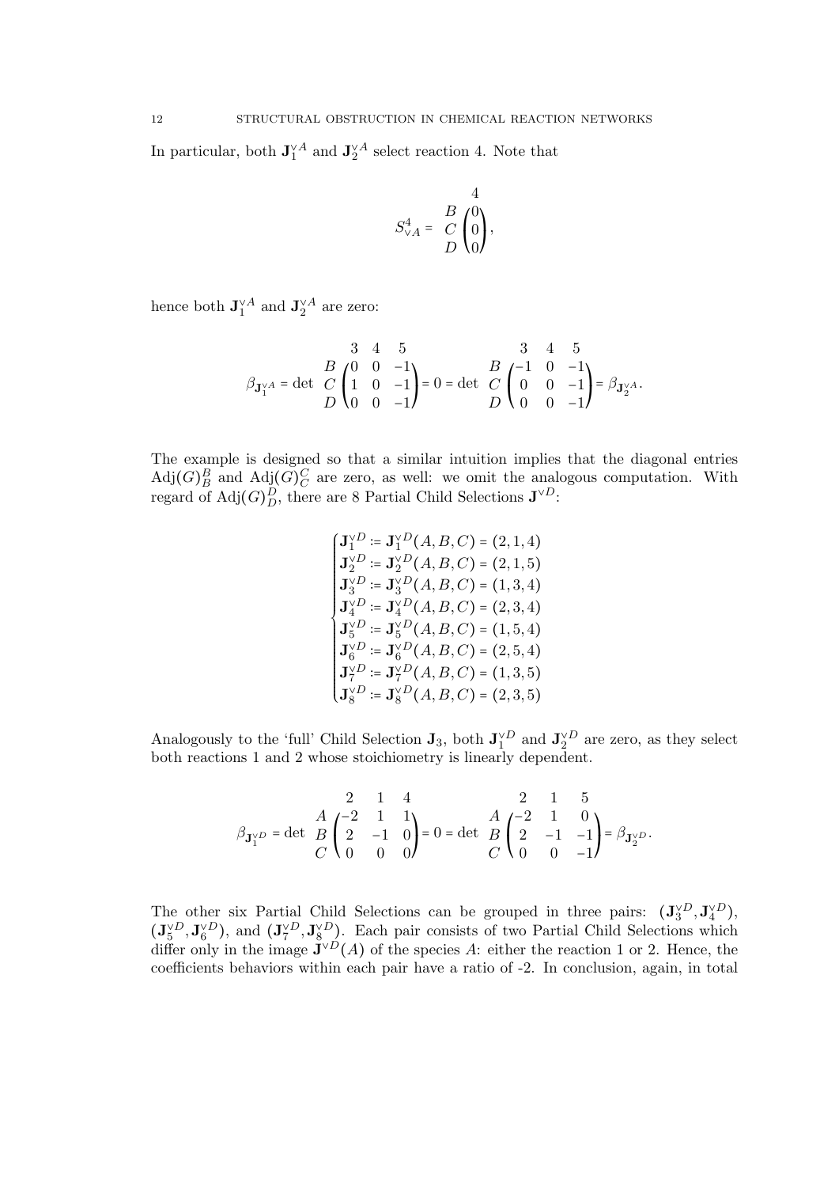In particular, both $\mathbf{J}_1^{\vee A}$ and $\mathbf{J}_2^{\vee A}$ select reaction 4. Note that

$$
S^4_{\vee A} = \begin{array}{c} \\ B \\ C \\ D \end{array} \!\!\begin{array}{c} 4 \\ \begin{pmatrix} 0 \\ 0 \\ 0 \end{pmatrix} \end{array},
$$

hence both $\mathbf{J}_1^{\vee A}$ and $\mathbf{J}_2^{\vee A}$ are zero:

$$
\beta_{\mathbf{J}_1^{\vee A}} = \det \begin{array}{c} \\ B \\ C \\ D \end{array} \!\!\begin{array}{c} \begin{matrix} 3 & 4 & 5 \end{matrix} \\ \begin{pmatrix} 0 & 0 & -1 \\ 1 & 0 & -1 \\ 0 & 0 & -1 \end{pmatrix} \end{array} = 0 = \det \begin{array}{c} \\ B \\ C \\ D \end{array} \!\!\begin{array}{c} \begin{matrix} 3 & 4 & 5 \end{matrix} \\ \begin{pmatrix} -1 & 0 & -1 \\ 0 & 0 & -1 \\ 0 & 0 & -1 \end{pmatrix} \end{array} = \beta_{\mathbf{J}_2^{\vee A}}.
$$

The example is designed so that a similar intuition implies that the diagonal entries $\mathrm{Adj}(G)^B_B$ and $\mathrm{Adj}(G)^C_C$ are zero, as well: we omit the analogous computation. With regard of $\mathrm{Adj}(G)^D_D$, there are 8 Partial Child Selections $\mathbf{J}^{\vee D}$:

$$
\begin{cases}
\mathbf{J}_1^{\vee D} := \mathbf{J}_1^{\vee D}(A,B,C) = (2,1,4) \\
\mathbf{J}_2^{\vee D} := \mathbf{J}_2^{\vee D}(A,B,C) = (2,1,5) \\
\mathbf{J}_3^{\vee D} := \mathbf{J}_3^{\vee D}(A,B,C) = (1,3,4) \\
\mathbf{J}_4^{\vee D} := \mathbf{J}_4^{\vee D}(A,B,C) = (2,3,4) \\
\mathbf{J}_5^{\vee D} := \mathbf{J}_5^{\vee D}(A,B,C) = (1,5,4) \\
\mathbf{J}_6^{\vee D} := \mathbf{J}_6^{\vee D}(A,B,C) = (2,5,4) \\
\mathbf{J}_7^{\vee D} := \mathbf{J}_7^{\vee D}(A,B,C) = (1,3,5) \\
\mathbf{J}_8^{\vee D} := \mathbf{J}_8^{\vee D}(A,B,C) = (2,3,5)
\end{cases}
$$

Analogously to the 'full' Child Selection $\mathbf{J}_3$, both $\mathbf{J}_1^{\vee D}$ and $\mathbf{J}_2^{\vee D}$ are zero, as they select both reactions 1 and 2 whose stoichiometry is linearly dependent.

$$
\beta_{\mathbf{J}_1^{\vee D}} = \det \begin{array}{c} \\ A \\ B \\ C \end{array} \!\!\begin{array}{c} \begin{matrix} 2 & 1 & 4 \end{matrix} \\ \begin{pmatrix} -2 & 1 & 1 \\ 2 & -1 & 0 \\ 0 & 0 & 0 \end{pmatrix} \end{array} = 0 = \det \begin{array}{c} \\ A \\ B \\ C \end{array} \!\!\begin{array}{c} \begin{matrix} 2 & 1 & 5 \end{matrix} \\ \begin{pmatrix} -2 & 1 & 0 \\ 2 & -1 & -1 \\ 0 & 0 & -1 \end{pmatrix} \end{array} = \beta_{\mathbf{J}_2^{\vee D}}.
$$

The other six Partial Child Selections can be grouped in three pairs: $(\mathbf{J}_3^{\vee D}, \mathbf{J}_4^{\vee D})$, $(\mathbf{J}_5^{\vee D}, \mathbf{J}_6^{\vee D})$, and $(\mathbf{J}_7^{\vee D}, \mathbf{J}_8^{\vee D})$. Each pair consists of two Partial Child Selections which differ only in the image $\mathbf{J}^{\vee D}(A)$ of the species $A$: either the reaction 1 or 2. Hence, the coefficients behaviors within each pair have a ratio of -2. In conclusion, again, in total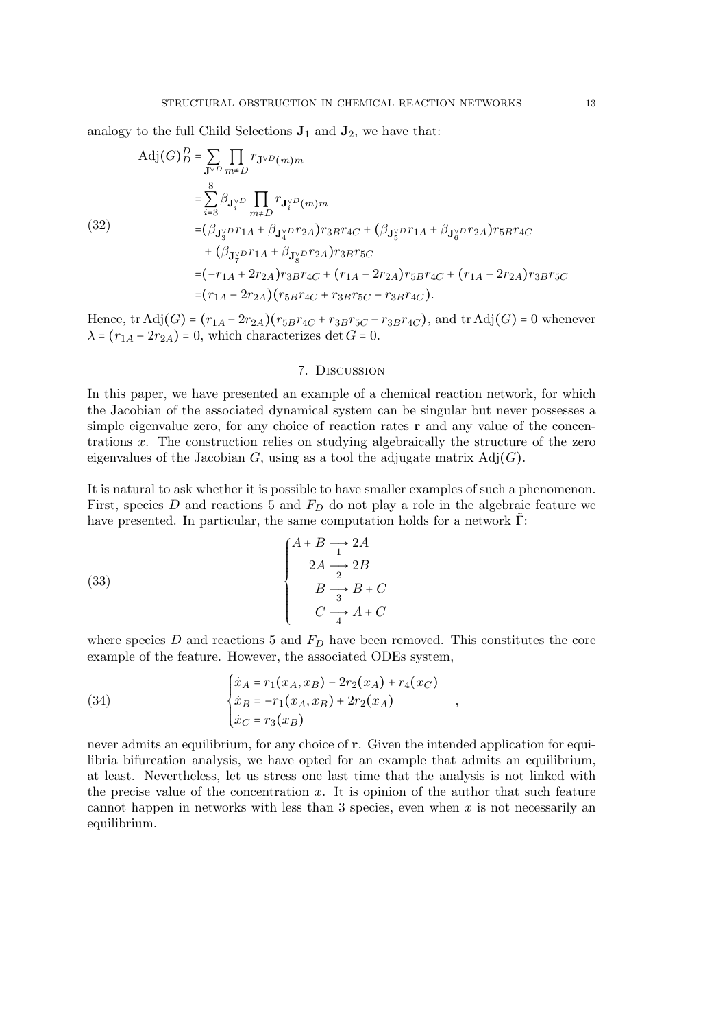analogy to the full Child Selections $\mathbf{J}_1$ and $\mathbf{J}_2$, we have that:

$$
\begin{aligned}
\operatorname{Adj}(G)_D^D &= \sum_{\mathbf{J}^{\vee D}} \prod_{m \neq D} r_{\mathbf{J}^{\vee D}(m)m} \\
&= \sum_{i=3}^{8} \beta_{\mathbf{J}_i^{\vee D}} \prod_{m \neq D} r_{\mathbf{J}_i^{\vee D}(m)m} \\
&= (\beta_{\mathbf{J}_3^{\vee D}} r_{1A} + \beta_{\mathbf{J}_4^{\vee D}} r_{2A}) r_{3B} r_{4C} + (\beta_{\mathbf{J}_5^{\vee D}} r_{1A} + \beta_{\mathbf{J}_6^{\vee D}} r_{2A}) r_{5B} r_{4C} \\
&\quad + (\beta_{\mathbf{J}_7^{\vee D}} r_{1A} + \beta_{\mathbf{J}_8^{\vee D}} r_{2A}) r_{3B} r_{5C} \\
&= (-r_{1A} + 2r_{2A}) r_{3B} r_{4C} + (r_{1A} - 2r_{2A}) r_{5B} r_{4C} + (r_{1A} - 2r_{2A}) r_{3B} r_{5C} \\
&= (r_{1A} - 2r_{2A})(r_{5B} r_{4C} + r_{3B} r_{5C} - r_{3B} r_{4C}).
\end{aligned}
\tag{32}
$$

Hence, $\operatorname{tr}\operatorname{Adj}(G) = (r_{1A} - 2r_{2A})(r_{5B} r_{4C} + r_{3B} r_{5C} - r_{3B} r_{4C})$, and $\operatorname{tr}\operatorname{Adj}(G) = 0$ whenever $\lambda = (r_{1A} - 2r_{2A}) = 0$, which characterizes $\det G = 0$.

## 7. Discussion

In this paper, we have presented an example of a chemical reaction network, for which the Jacobian of the associated dynamical system can be singular but never possesses a simple eigenvalue zero, for any choice of reaction rates $\mathbf{r}$ and any value of the concentrations $x$. The construction relies on studying algebraically the structure of the zero eigenvalues of the Jacobian $G$, using as a tool the adjugate matrix $\operatorname{Adj}(G)$.

It is natural to ask whether it is possible to have smaller examples of such a phenomenon. First, species $D$ and reactions 5 and $F_D$ do not play a role in the algebraic feature we have presented. In particular, the same computation holds for a network $\tilde{\Gamma}$:

$$
\begin{cases}
A + B \underset{1}{\longrightarrow} 2A \\
2A \underset{2}{\longrightarrow} 2B \\
B \underset{3}{\longrightarrow} B + C \\
C \underset{4}{\longrightarrow} A + C
\end{cases}
\tag{33}
$$

where species $D$ and reactions 5 and $F_D$ have been removed. This constitutes the core example of the feature. However, the associated ODEs system,

$$
\begin{cases}
\dot{x}_A = r_1(x_A, x_B) - 2r_2(x_A) + r_4(x_C) \\
\dot{x}_B = -r_1(x_A, x_B) + 2r_2(x_A) \\
\dot{x}_C = r_3(x_B)
\end{cases},
\tag{34}
$$

never admits an equilibrium, for any choice of $\mathbf{r}$. Given the intended application for equilibria bifurcation analysis, we have opted for an example that admits an equilibrium, at least. Nevertheless, let us stress one last time that the analysis is not linked with the precise value of the concentration $x$. It is opinion of the author that such feature cannot happen in networks with less than 3 species, even when $x$ is not necessarily an equilibrium.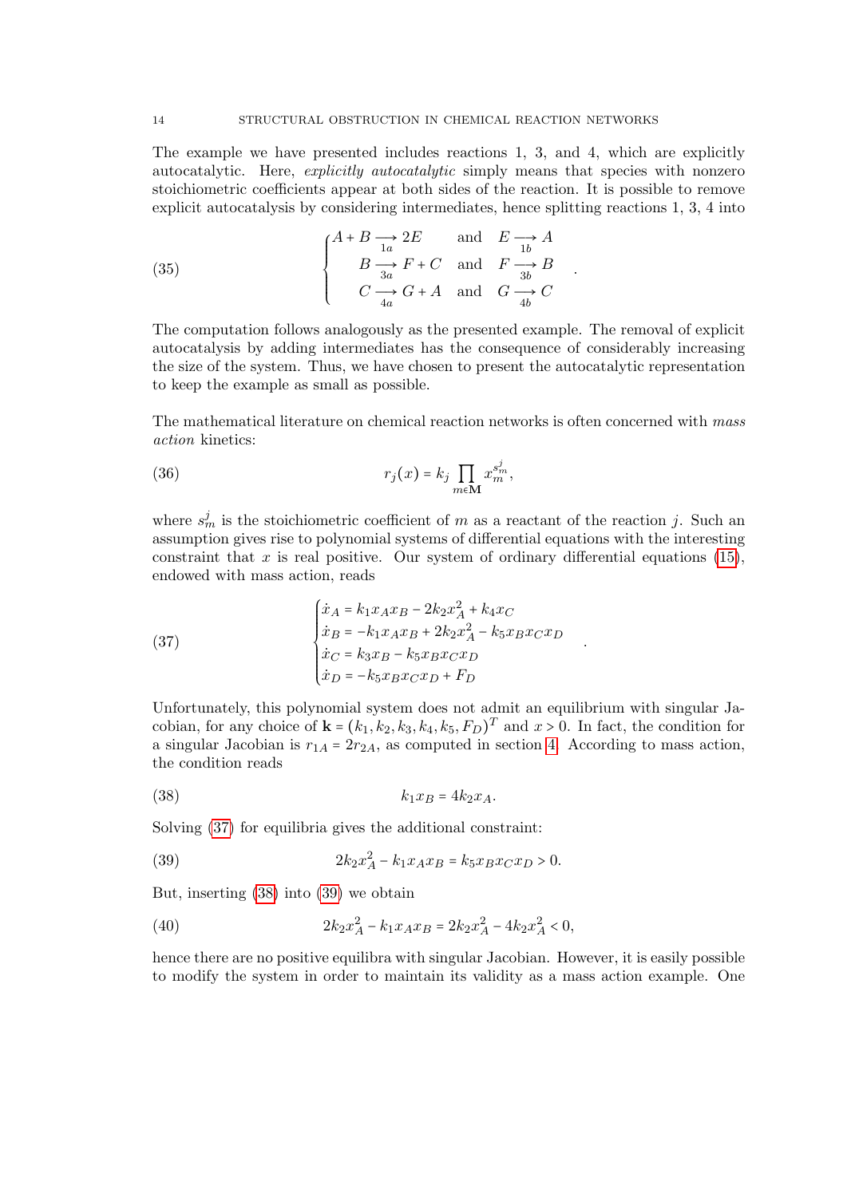The example we have presented includes reactions 1, 3, and 4, which are explicitly autocatalytic. Here, *explicitly autocatalytic* simply means that species with nonzero stoichiometric coefficients appear at both sides of the reaction. It is possible to remove explicit autocatalysis by considering intermediates, hence splitting reactions 1, 3, 4 into

$$
\begin{cases}
A + B \underset{1a}{\longrightarrow} 2E \quad \text{and} \quad E \underset{1b}{\longrightarrow} A \\
B \underset{3a}{\longrightarrow} F + C \quad \text{and} \quad F \underset{3b}{\longrightarrow} B \\
C \underset{4a}{\longrightarrow} G + A \quad \text{and} \quad G \underset{4b}{\longrightarrow} C
\end{cases}
\tag{35}
$$

The computation follows analogously as the presented example. The removal of explicit autocatalysis by adding intermediates has the consequence of considerably increasing the size of the system. Thus, we have chosen to present the autocatalytic representation to keep the example as small as possible.

The mathematical literature on chemical reaction networks is often concerned with *mass action* kinetics:

$$
r_j(x) = k_j \prod_{m \in \mathbf{M}} x_m^{s_m^j},
\tag{36}
$$

where $s_m^j$ is the stoichiometric coefficient of $m$ as a reactant of the reaction $j$. Such an assumption gives rise to polynomial systems of differential equations with the interesting constraint that $x$ is real positive. Our system of ordinary differential equations (15), endowed with mass action, reads

$$
\begin{cases}
\dot{x}_A = k_1 x_A x_B - 2k_2 x_A^2 + k_4 x_C \\
\dot{x}_B = -k_1 x_A x_B + 2k_2 x_A^2 - k_5 x_B x_C x_D \\
\dot{x}_C = k_3 x_B - k_5 x_B x_C x_D \\
\dot{x}_D = -k_5 x_B x_C x_D + F_D
\end{cases}
\tag{37}
$$

Unfortunately, this polynomial system does not admit an equilibrium with singular Jacobian, for any choice of $\mathbf{k} = (k_1, k_2, k_3, k_4, k_5, F_D)^T$ and $x > 0$. In fact, the condition for a singular Jacobian is $r_{1A} = 2r_{2A}$, as computed in section 4. According to mass action, the condition reads

$$
k_1 x_B = 4k_2 x_A.
\tag{38}
$$

Solving (37) for equilibria gives the additional constraint:

$$
2k_2 x_A^2 - k_1 x_A x_B = k_5 x_B x_C x_D > 0.
\tag{39}
$$

But, inserting (38) into (39) we obtain

$$
2k_2 x_A^2 - k_1 x_A x_B = 2k_2 x_A^2 - 4k_2 x_A^2 < 0,
\tag{40}
$$

hence there are no positive equilibra with singular Jacobian. However, it is easily possible to modify the system in order to maintain its validity as a mass action example. One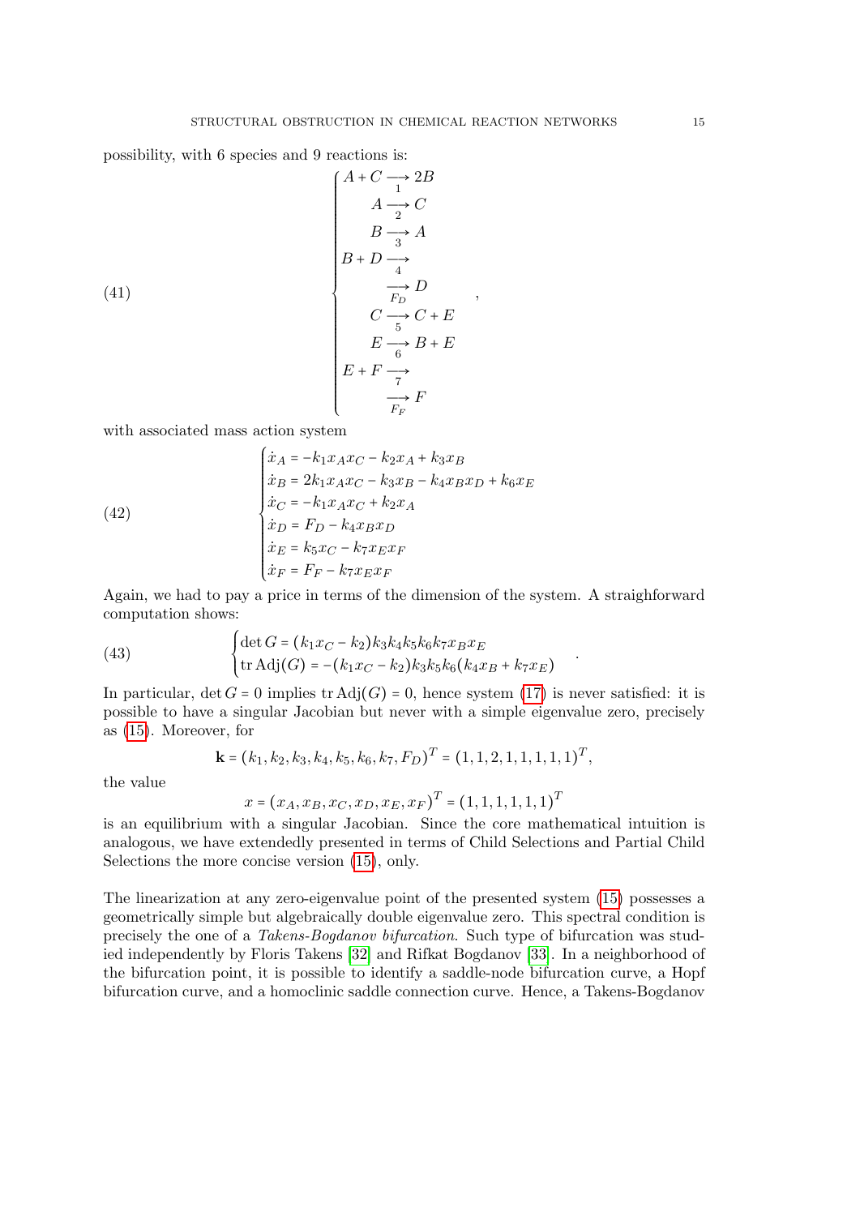possibility, with 6 species and 9 reactions is:

$$
\begin{cases}
A + C \underset{1}{\longrightarrow} 2B \\
A \underset{2}{\longrightarrow} C \\
B \underset{3}{\longrightarrow} A \\
B + D \underset{4}{\longrightarrow} \\
\underset{F_D}{\longrightarrow} D \\
C \underset{5}{\longrightarrow} C + E \\
E \underset{6}{\longrightarrow} B + E \\
E + F \underset{7}{\longrightarrow} \\
\underset{F_F}{\longrightarrow} F
\end{cases}, \tag{41}
$$

with associated mass action system

$$
\begin{cases}
\dot{x}_A = -k_1 x_A x_C - k_2 x_A + k_3 x_B \\
\dot{x}_B = 2k_1 x_A x_C - k_3 x_B - k_4 x_B x_D + k_6 x_E \\
\dot{x}_C = -k_1 x_A x_C + k_2 x_A \\
\dot{x}_D = F_D - k_4 x_B x_D \\
\dot{x}_E = k_5 x_C - k_7 x_E x_F \\
\dot{x}_F = F_F - k_7 x_E x_F
\end{cases} \tag{42}
$$

Again, we had to pay a price in terms of the dimension of the system. A straighforward computation shows:

$$
\begin{cases}
\det G = (k_1 x_C - k_2) k_3 k_4 k_5 k_6 k_7 x_B x_E \\
\operatorname{tr} \operatorname{Adj}(G) = -(k_1 x_C - k_2) k_3 k_5 k_6 (k_4 x_B + k_7 x_E)
\end{cases}. \tag{43}
$$

In particular, $\det G = 0$ implies $\operatorname{tr} \operatorname{Adj}(G) = 0$, hence system (17) is never satisfied: it is possible to have a singular Jacobian but never with a simple eigenvalue zero, precisely as (15). Moreover, for

$$
\mathbf{k} = (k_1, k_2, k_3, k_4, k_5, k_6, k_7, F_D)^T = (1, 1, 2, 1, 1, 1, 1, 1)^T,
$$

the value

$$
x = (x_A, x_B, x_C, x_D, x_E, x_F)^T = (1, 1, 1, 1, 1, 1)^T
$$

is an equilibrium with a singular Jacobian. Since the core mathematical intuition is analogous, we have extendedly presented in terms of Child Selections and Partial Child Selections the more concise version (15), only.

The linearization at any zero-eigenvalue point of the presented system (15) possesses a geometrically simple but algebraically double eigenvalue zero. This spectral condition is precisely the one of a *Takens-Bogdanov bifurcation*. Such type of bifurcation was studied independently by Floris Takens [32] and Rifkat Bogdanov [33]. In a neighborhood of the bifurcation point, it is possible to identify a saddle-node bifurcation curve, a Hopf bifurcation curve, and a homoclinic saddle connection curve. Hence, a Takens-Bogdanov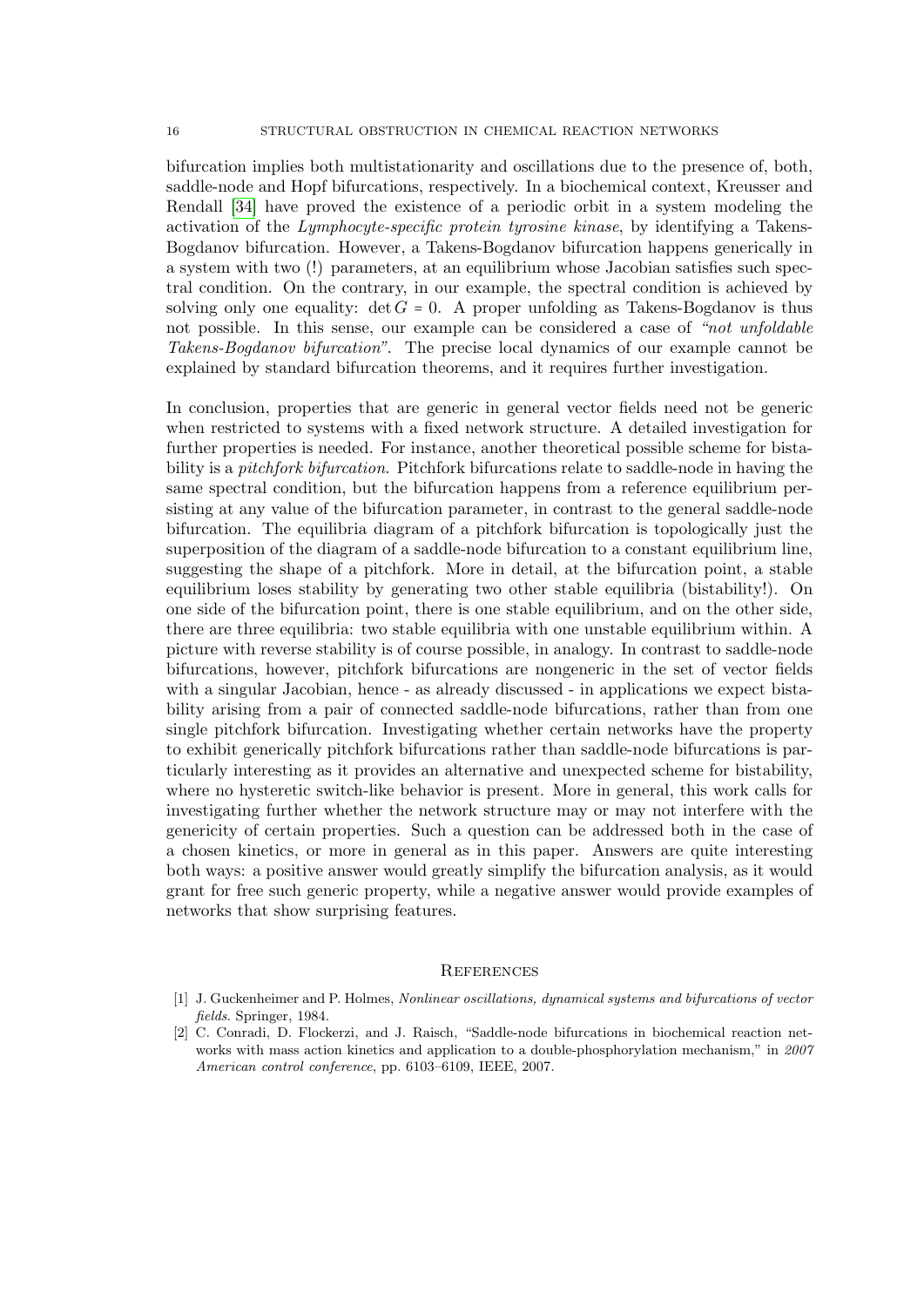bifurcation implies both multistationarity and oscillations due to the presence of, both, saddle-node and Hopf bifurcations, respectively. In a biochemical context, Kreusser and Rendall [34] have proved the existence of a periodic orbit in a system modeling the activation of the *Lymphocyte-specific protein tyrosine kinase*, by identifying a Takens-Bogdanov bifurcation. However, a Takens-Bogdanov bifurcation happens generically in a system with two (!) parameters, at an equilibrium whose Jacobian satisfies such spectral condition. On the contrary, in our example, the spectral condition is achieved by solving only one equality: $\det G = 0$. A proper unfolding as Takens-Bogdanov is thus not possible. In this sense, our example can be considered a case of *"not unfoldable Takens-Bogdanov bifurcation"*. The precise local dynamics of our example cannot be explained by standard bifurcation theorems, and it requires further investigation.

In conclusion, properties that are generic in general vector fields need not be generic when restricted to systems with a fixed network structure. A detailed investigation for further properties is needed. For instance, another theoretical possible scheme for bistability is a *pitchfork bifurcation*. Pitchfork bifurcations relate to saddle-node in having the same spectral condition, but the bifurcation happens from a reference equilibrium persisting at any value of the bifurcation parameter, in contrast to the general saddle-node bifurcation. The equilibria diagram of a pitchfork bifurcation is topologically just the superposition of the diagram of a saddle-node bifurcation to a constant equilibrium line, suggesting the shape of a pitchfork. More in detail, at the bifurcation point, a stable equilibrium loses stability by generating two other stable equilibria (bistability!). On one side of the bifurcation point, there is one stable equilibrium, and on the other side, there are three equilibria: two stable equilibria with one unstable equilibrium within. A picture with reverse stability is of course possible, in analogy. In contrast to saddle-node bifurcations, however, pitchfork bifurcations are nongeneric in the set of vector fields with a singular Jacobian, hence - as already discussed - in applications we expect bistability arising from a pair of connected saddle-node bifurcations, rather than from one single pitchfork bifurcation. Investigating whether certain networks have the property to exhibit generically pitchfork bifurcations rather than saddle-node bifurcations is particularly interesting as it provides an alternative and unexpected scheme for bistability, where no hysteretic switch-like behavior is present. More in general, this work calls for investigating further whether the network structure may or may not interfere with the genericity of certain properties. Such a question can be addressed both in the case of a chosen kinetics, or more in general as in this paper. Answers are quite interesting both ways: a positive answer would greatly simplify the bifurcation analysis, as it would grant for free such generic property, while a negative answer would provide examples of networks that show surprising features.

## References

[1] J. Guckenheimer and P. Holmes, *Nonlinear oscillations, dynamical systems and bifurcations of vector fields*. Springer, 1984.

[2] C. Conradi, D. Flockerzi, and J. Raisch, "Saddle-node bifurcations in biochemical reaction networks with mass action kinetics and application to a double-phosphorylation mechanism," in *2007 American control conference*, pp. 6103–6109, IEEE, 2007.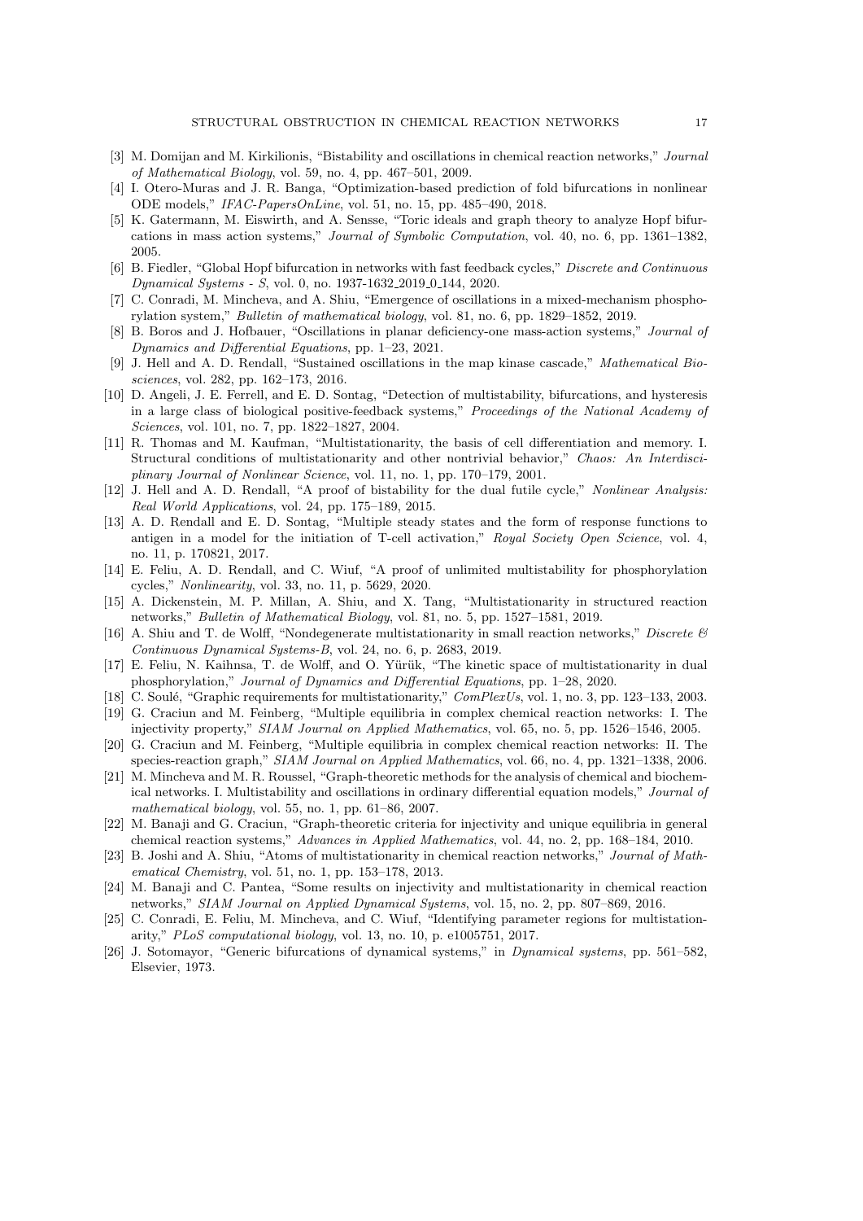[3] M. Domijan and M. Kirkilionis, "Bistability and oscillations in chemical reaction networks," *Journal of Mathematical Biology*, vol. 59, no. 4, pp. 467–501, 2009.

[4] I. Otero-Muras and J. R. Banga, "Optimization-based prediction of fold bifurcations in nonlinear ODE models," *IFAC-PapersOnLine*, vol. 51, no. 15, pp. 485–490, 2018.

[5] K. Gatermann, M. Eiswirth, and A. Sensse, "Toric ideals and graph theory to analyze Hopf bifurcations in mass action systems," *Journal of Symbolic Computation*, vol. 40, no. 6, pp. 1361–1382, 2005.

[6] B. Fiedler, "Global Hopf bifurcation in networks with fast feedback cycles," *Discrete and Continuous Dynamical Systems - S*, vol. 0, no. 1937-1632_2019_0_144, 2020.

[7] C. Conradi, M. Mincheva, and A. Shiu, "Emergence of oscillations in a mixed-mechanism phosphorylation system," *Bulletin of mathematical biology*, vol. 81, no. 6, pp. 1829–1852, 2019.

[8] B. Boros and J. Hofbauer, "Oscillations in planar deficiency-one mass-action systems," *Journal of Dynamics and Differential Equations*, pp. 1–23, 2021.

[9] J. Hell and A. D. Rendall, "Sustained oscillations in the map kinase cascade," *Mathematical Biosciences*, vol. 282, pp. 162–173, 2016.

[10] D. Angeli, J. E. Ferrell, and E. D. Sontag, "Detection of multistability, bifurcations, and hysteresis in a large class of biological positive-feedback systems," *Proceedings of the National Academy of Sciences*, vol. 101, no. 7, pp. 1822–1827, 2004.

[11] R. Thomas and M. Kaufman, "Multistationarity, the basis of cell differentiation and memory. I. Structural conditions of multistationarity and other nontrivial behavior," *Chaos: An Interdisciplinary Journal of Nonlinear Science*, vol. 11, no. 1, pp. 170–179, 2001.

[12] J. Hell and A. D. Rendall, "A proof of bistability for the dual futile cycle," *Nonlinear Analysis: Real World Applications*, vol. 24, pp. 175–189, 2015.

[13] A. D. Rendall and E. D. Sontag, "Multiple steady states and the form of response functions to antigen in a model for the initiation of T-cell activation," *Royal Society Open Science*, vol. 4, no. 11, p. 170821, 2017.

[14] E. Feliu, A. D. Rendall, and C. Wiuf, "A proof of unlimited multistability for phosphorylation cycles," *Nonlinearity*, vol. 33, no. 11, p. 5629, 2020.

[15] A. Dickenstein, M. P. Millan, A. Shiu, and X. Tang, "Multistationarity in structured reaction networks," *Bulletin of Mathematical Biology*, vol. 81, no. 5, pp. 1527–1581, 2019.

[16] A. Shiu and T. de Wolff, "Nondegenerate multistationarity in small reaction networks," *Discrete & Continuous Dynamical Systems-B*, vol. 24, no. 6, p. 2683, 2019.

[17] E. Feliu, N. Kaihnsa, T. de Wolff, and O. Yürük, "The kinetic space of multistationarity in dual phosphorylation," *Journal of Dynamics and Differential Equations*, pp. 1–28, 2020.

[18] C. Soulé, "Graphic requirements for multistationarity," *ComPlexUs*, vol. 1, no. 3, pp. 123–133, 2003.

[19] G. Craciun and M. Feinberg, "Multiple equilibria in complex chemical reaction networks: I. The injectivity property," *SIAM Journal on Applied Mathematics*, vol. 65, no. 5, pp. 1526–1546, 2005.

[20] G. Craciun and M. Feinberg, "Multiple equilibria in complex chemical reaction networks: II. The species-reaction graph," *SIAM Journal on Applied Mathematics*, vol. 66, no. 4, pp. 1321–1338, 2006.

[21] M. Mincheva and M. R. Roussel, "Graph-theoretic methods for the analysis of chemical and biochemical networks. I. Multistability and oscillations in ordinary differential equation models," *Journal of mathematical biology*, vol. 55, no. 1, pp. 61–86, 2007.

[22] M. Banaji and G. Craciun, "Graph-theoretic criteria for injectivity and unique equilibria in general chemical reaction systems," *Advances in Applied Mathematics*, vol. 44, no. 2, pp. 168–184, 2010.

[23] B. Joshi and A. Shiu, "Atoms of multistationarity in chemical reaction networks," *Journal of Mathematical Chemistry*, vol. 51, no. 1, pp. 153–178, 2013.

[24] M. Banaji and C. Pantea, "Some results on injectivity and multistationarity in chemical reaction networks," *SIAM Journal on Applied Dynamical Systems*, vol. 15, no. 2, pp. 807–869, 2016.

[25] C. Conradi, E. Feliu, M. Mincheva, and C. Wiuf, "Identifying parameter regions for multistationarity," *PLoS computational biology*, vol. 13, no. 10, p. e1005751, 2017.

[26] J. Sotomayor, "Generic bifurcations of dynamical systems," in *Dynamical systems*, pp. 561–582, Elsevier, 1973.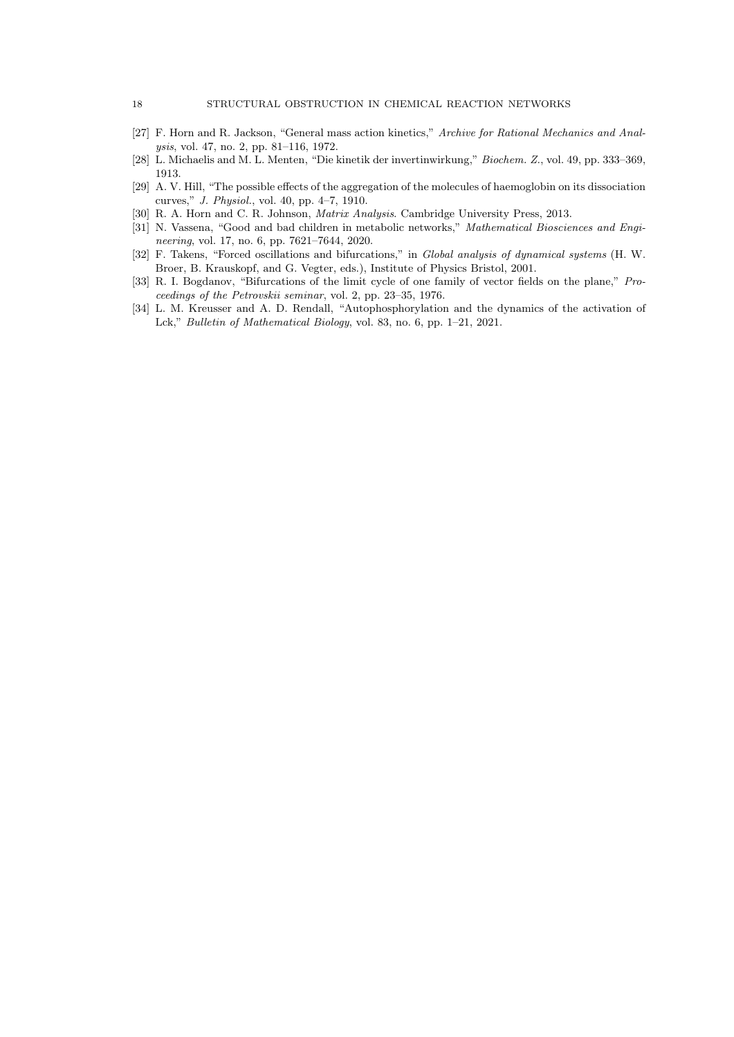[27] F. Horn and R. Jackson, "General mass action kinetics," *Archive for Rational Mechanics and Analysis*, vol. 47, no. 2, pp. 81–116, 1972.

[28] L. Michaelis and M. L. Menten, "Die kinetik der invertinwirkung," *Biochem. Z.*, vol. 49, pp. 333–369, 1913.

[29] A. V. Hill, "The possible effects of the aggregation of the molecules of haemoglobin on its dissociation curves," *J. Physiol.*, vol. 40, pp. 4–7, 1910.

[30] R. A. Horn and C. R. Johnson, *Matrix Analysis*. Cambridge University Press, 2013.

[31] N. Vassena, "Good and bad children in metabolic networks," *Mathematical Biosciences and Engineering*, vol. 17, no. 6, pp. 7621–7644, 2020.

[32] F. Takens, "Forced oscillations and bifurcations," in *Global analysis of dynamical systems* (H. W. Broer, B. Krauskopf, and G. Vegter, eds.), Institute of Physics Bristol, 2001.

[33] R. I. Bogdanov, "Bifurcations of the limit cycle of one family of vector fields on the plane," *Proceedings of the Petrovskii seminar*, vol. 2, pp. 23–35, 1976.

[34] L. M. Kreusser and A. D. Rendall, "Autophosphorylation and the dynamics of the activation of Lck," *Bulletin of Mathematical Biology*, vol. 83, no. 6, pp. 1–21, 2021.